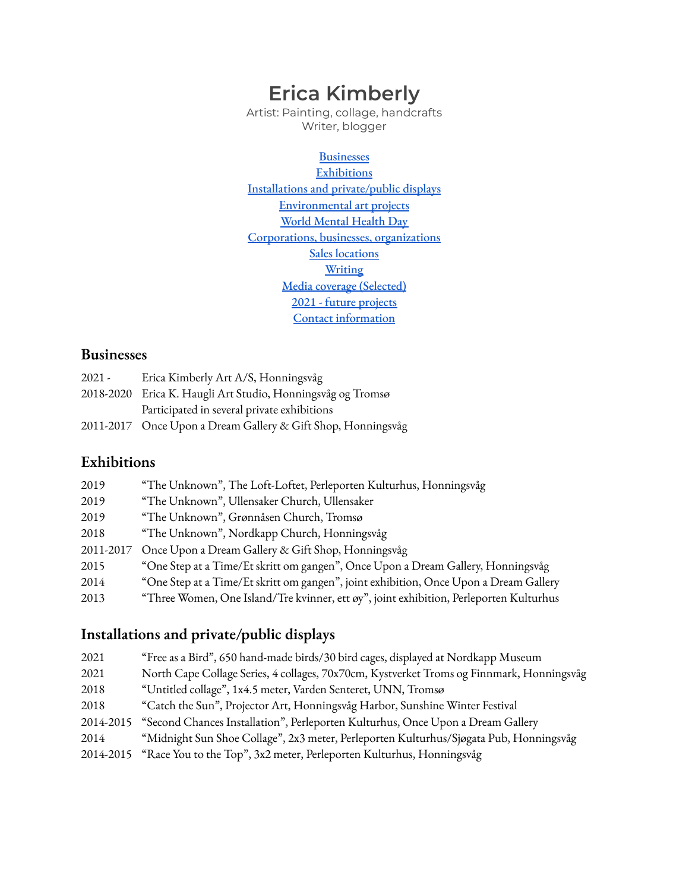# Erica Kimberly

Artist: Painting, collage, handcrafts
Writer, blogger

[Businesses](#businesses)
[Exhibitions](#exhibitions)
[Installations and private/public displays](#installations-and-privatepublic-displays)
[Environmental art projects](#environmental-art-projects)
[World Mental Health Day](#world-mental-health-day)
[Corporations, businesses, organizations](#corporations-businesses-organizations)
[Sales locations](#sales-locations)
[Writing](#writing)
[Media coverage (Selected)](#media-coverage-selected)
[2021 - future projects](#2021---future-projects)
[Contact information](#contact-information)

## Businesses

| | |
|---|---|
| 2021 - | Erica Kimberly Art A/S, Honningsvåg |
| 2018-2020 | Erica K. Haugli Art Studio, Honningsvåg og Tromsø<br>Participated in several private exhibitions |
| 2011-2017 | Once Upon a Dream Gallery & Gift Shop, Honningsvåg |

## Exhibitions

| | |
|---|---|
| 2019 | "The Unknown", The Loft-Loftet, Perleporten Kulturhus, Honningsvåg |
| 2019 | "The Unknown", Ullensaker Church, Ullensaker |
| 2019 | "The Unknown", Grønnåsen Church, Tromsø |
| 2018 | "The Unknown", Nordkapp Church, Honningsvåg |
| 2011-2017 | Once Upon a Dream Gallery & Gift Shop, Honningsvåg |
| 2015 | "One Step at a Time/Et skritt om gangen", Once Upon a Dream Gallery, Honningsvåg |
| 2014 | "One Step at a Time/Et skritt om gangen", joint exhibition, Once Upon a Dream Gallery |
| 2013 | "Three Women, One Island/Tre kvinner, ett øy", joint exhibition, Perleporten Kulturhus |

## Installations and private/public displays

| | |
|---|---|
| 2021 | "Free as a Bird", 650 hand-made birds/30 bird cages, displayed at Nordkapp Museum |
| 2021 | North Cape Collage Series, 4 collages, 70x70cm, Kystverket Troms og Finnmark, Honningsvåg |
| 2018 | "Untitled collage", 1x4.5 meter, Varden Senteret, UNN, Tromsø |
| 2018 | "Catch the Sun", Projector Art, Honningsvåg Harbor, Sunshine Winter Festival |
| 2014-2015 | "Second Chances Installation", Perleporten Kulturhus, Once Upon a Dream Gallery |
| 2014 | "Midnight Sun Shoe Collage", 2x3 meter, Perleporten Kulturhus/Sjøgata Pub, Honningsvåg |
| 2014-2015 | "Race You to the Top", 3x2 meter, Perleporten Kulturhus, Honningsvåg |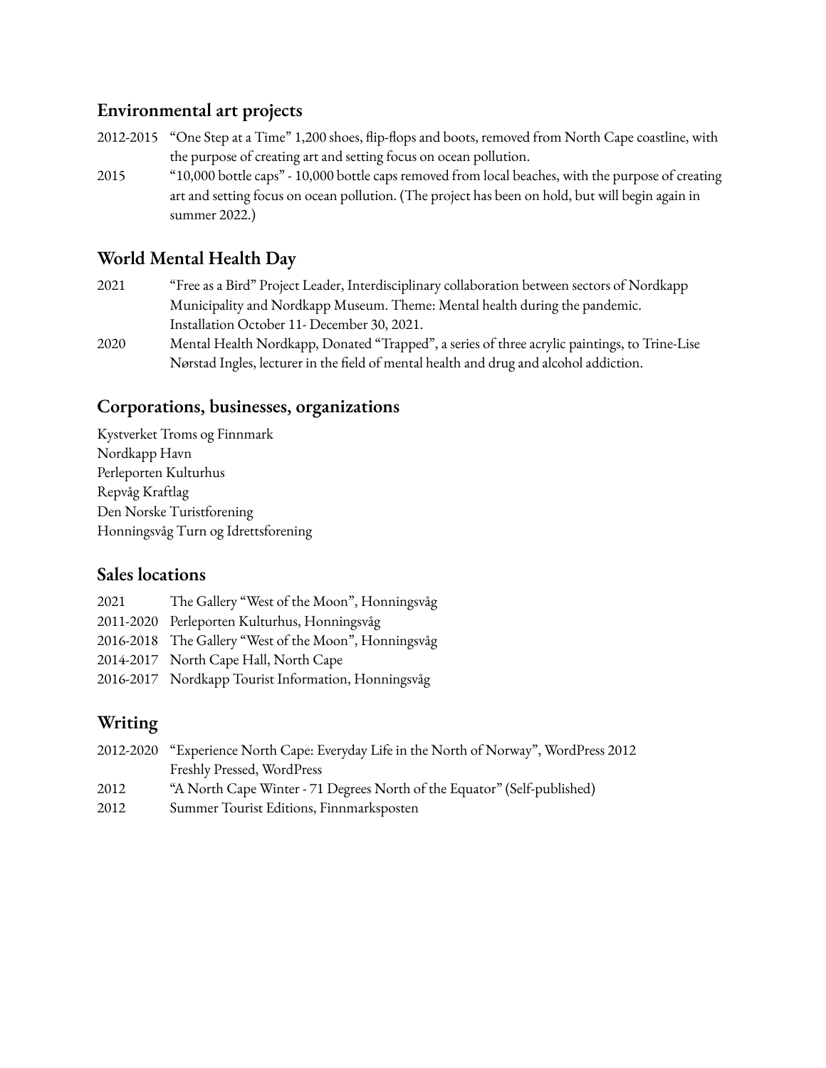## Environmental art projects

2012-2015 "One Step at a Time" 1,200 shoes, flip-flops and boots, removed from North Cape coastline, with the purpose of creating art and setting focus on ocean pollution.

2015 "10,000 bottle caps" - 10,000 bottle caps removed from local beaches, with the purpose of creating art and setting focus on ocean pollution. (The project has been on hold, but will begin again in summer 2022.)

## World Mental Health Day

2021 "Free as a Bird" Project Leader, Interdisciplinary collaboration between sectors of Nordkapp Municipality and Nordkapp Museum. Theme: Mental health during the pandemic. Installation October 11- December 30, 2021.

2020 Mental Health Nordkapp, Donated "Trapped", a series of three acrylic paintings, to Trine-Lise Nørstad Ingles, lecturer in the field of mental health and drug and alcohol addiction.

## Corporations, businesses, organizations

Kystverket Troms og Finnmark
Nordkapp Havn
Perleporten Kulturhus
Repvåg Kraftlag
Den Norske Turistforening
Honningsvåg Turn og Idrettsforening

## Sales locations

2021 The Gallery "West of the Moon", Honningsvåg
2011-2020 Perleporten Kulturhus, Honningsvåg
2016-2018 The Gallery "West of the Moon", Honningsvåg
2014-2017 North Cape Hall, North Cape
2016-2017 Nordkapp Tourist Information, Honningsvåg

## Writing

2012-2020 "Experience North Cape: Everyday Life in the North of Norway", WordPress 2012 Freshly Pressed, WordPress

2012 "A North Cape Winter - 71 Degrees North of the Equator" (Self-published)

2012 Summer Tourist Editions, Finnmarksposten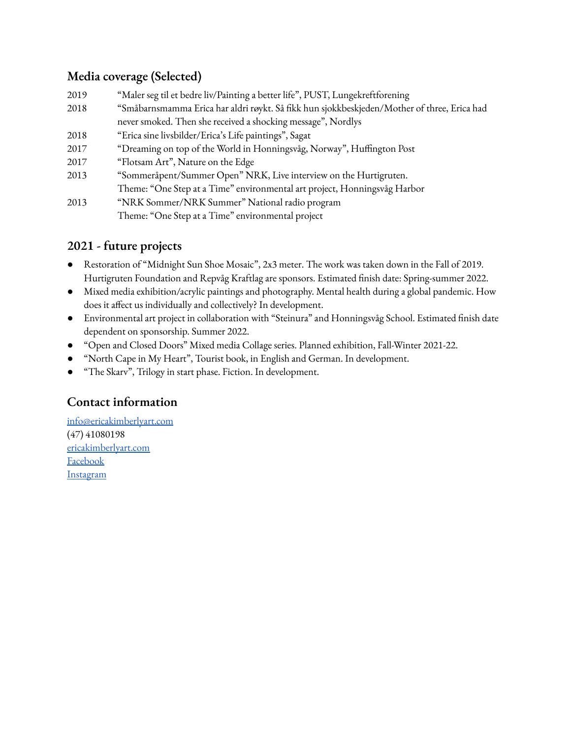## Media coverage (Selected)

| | |
|---|---|
| 2019 | "Maler seg til et bedre liv/Painting a better life", PUST, Lungekreftforening |
| 2018 | "Småbarnsmamma Erica har aldri røykt. Så fikk hun sjokkbeskjeden/Mother of three, Erica had never smoked. Then she received a shocking message", Nordlys |
| 2018 | "Erica sine livsbilder/Erica's Life paintings", Sagat |
| 2017 | "Dreaming on top of the World in Honningsvåg, Norway", Huffington Post |
| 2017 | "Flotsam Art", Nature on the Edge |
| 2013 | "Sommeråpent/Summer Open" NRK, Live interview on the Hurtigruten. Theme: "One Step at a Time" environmental art project, Honningsvåg Harbor |
| 2013 | "NRK Sommer/NRK Summer" National radio program Theme: "One Step at a Time" environmental project |

## 2021 - future projects

- Restoration of "Midnight Sun Shoe Mosaic", 2x3 meter. The work was taken down in the Fall of 2019. Hurtigruten Foundation and Repvåg Kraftlag are sponsors. Estimated finish date: Spring-summer 2022.
- Mixed media exhibition/acrylic paintings and photography. Mental health during a global pandemic. How does it affect us individually and collectively? In development.
- Environmental art project in collaboration with "Steinura" and Honningsvåg School. Estimated finish date dependent on sponsorship. Summer 2022.
- "Open and Closed Doors" Mixed media Collage series. Planned exhibition, Fall-Winter 2021-22.
- "North Cape in My Heart", Tourist book, in English and German. In development.
- "The Skarv", Trilogy in start phase. Fiction. In development.

## Contact information

info@ericakimberlyart.com
(47) 41080198
ericakimberlyart.com
Facebook
Instagram